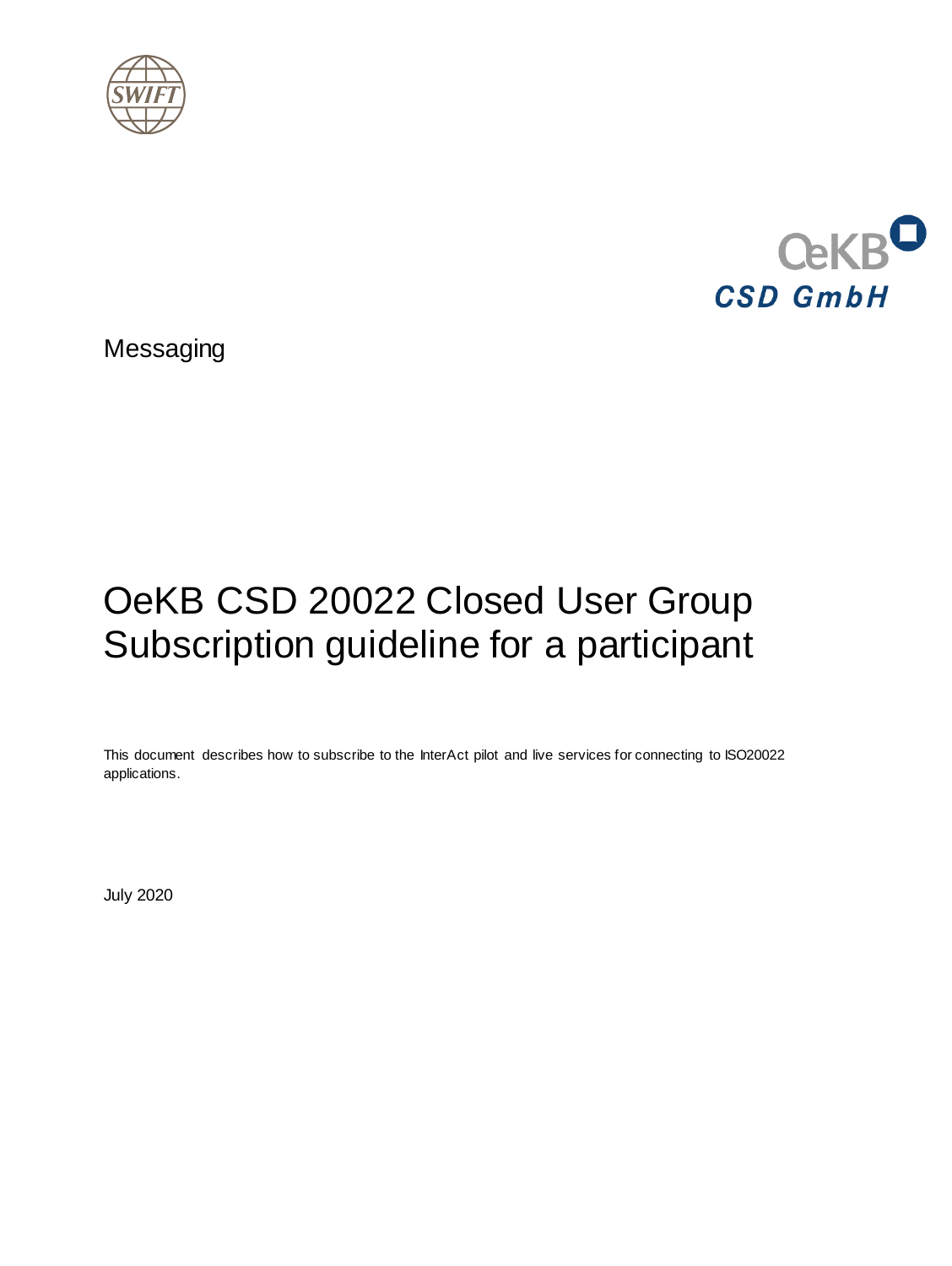Messaging

# OeKB CSD 20022 Closed User Group Subscription guideline for a participant

This document describes how to subscribe to the InterAct pilot and live services for connecting to ISO20022 applications.

July 2020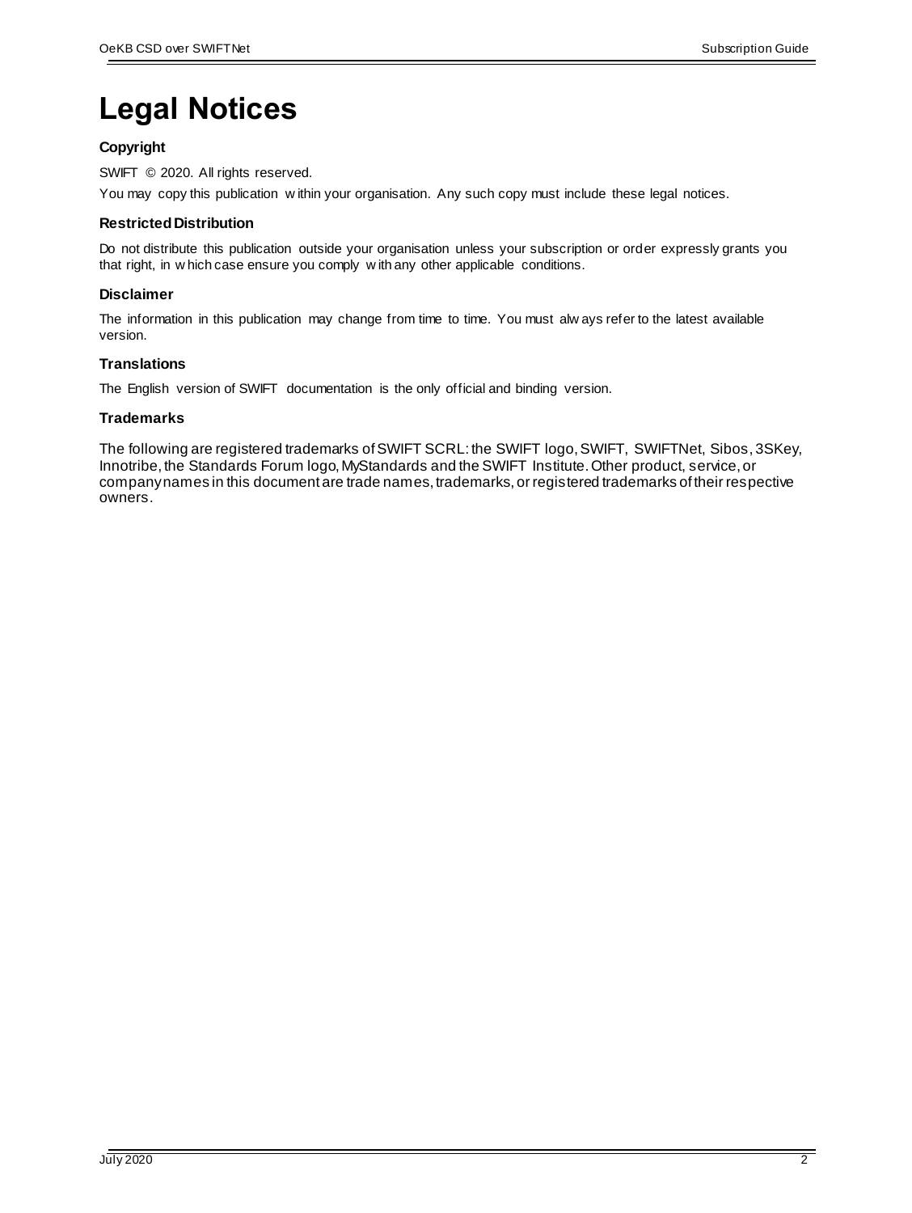# Legal Notices

### Copyright

SWIFT © 2020. All rights reserved.

You may copy this publication within your organisation. Any such copy must include these legal notices.

### Restricted Distribution

Do not distribute this publication outside your organisation unless your subscription or order expressly grants you that right, in which case ensure you comply with any other applicable conditions.

### Disclaimer

The information in this publication may change from time to time. You must always refer to the latest available version.

### Translations

The English version of SWIFT documentation is the only official and binding version.

### Trademarks

The following are registered trademarks of SWIFT SCRL: the SWIFT logo, SWIFT, SWIFTNet, Sibos, 3SKey, Innotribe, the Standards Forum logo, MyStandards and the SWIFT Institute. Other product, service, or company names in this document are trade names, trademarks, or registered trademarks of their respective owners.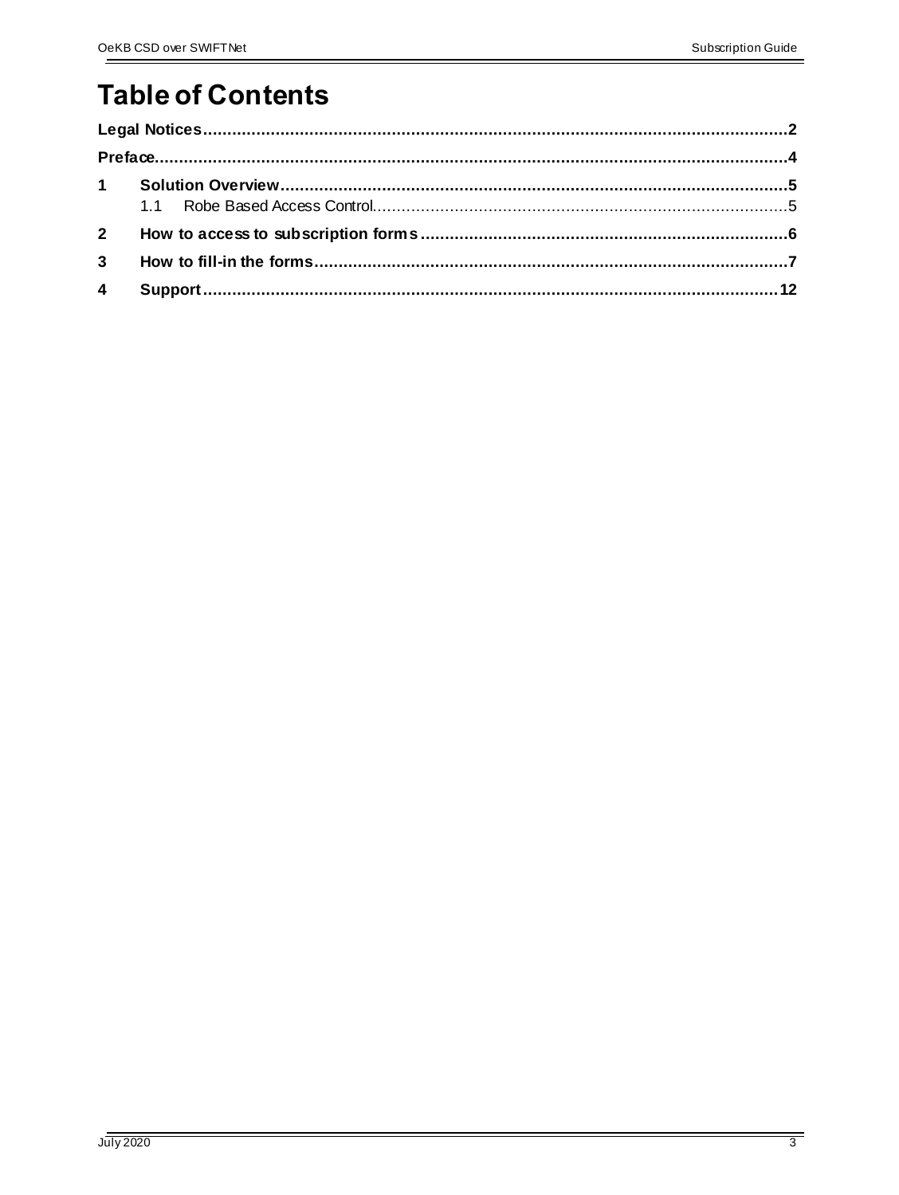# Table of Contents

**Legal Notices** ......................................................................................................... **2**

**Preface** ..................................................................................................................... **4**

**1 Solution Overview** ................................................................................................ **5**

1.1 Robe Based Access Control ................................................................................. 5

**2 How to access to subscription forms** ................................................................... **6**

**3 How to fill-in the forms** ......................................................................................... **7**

**4 Support** ................................................................................................................. **12**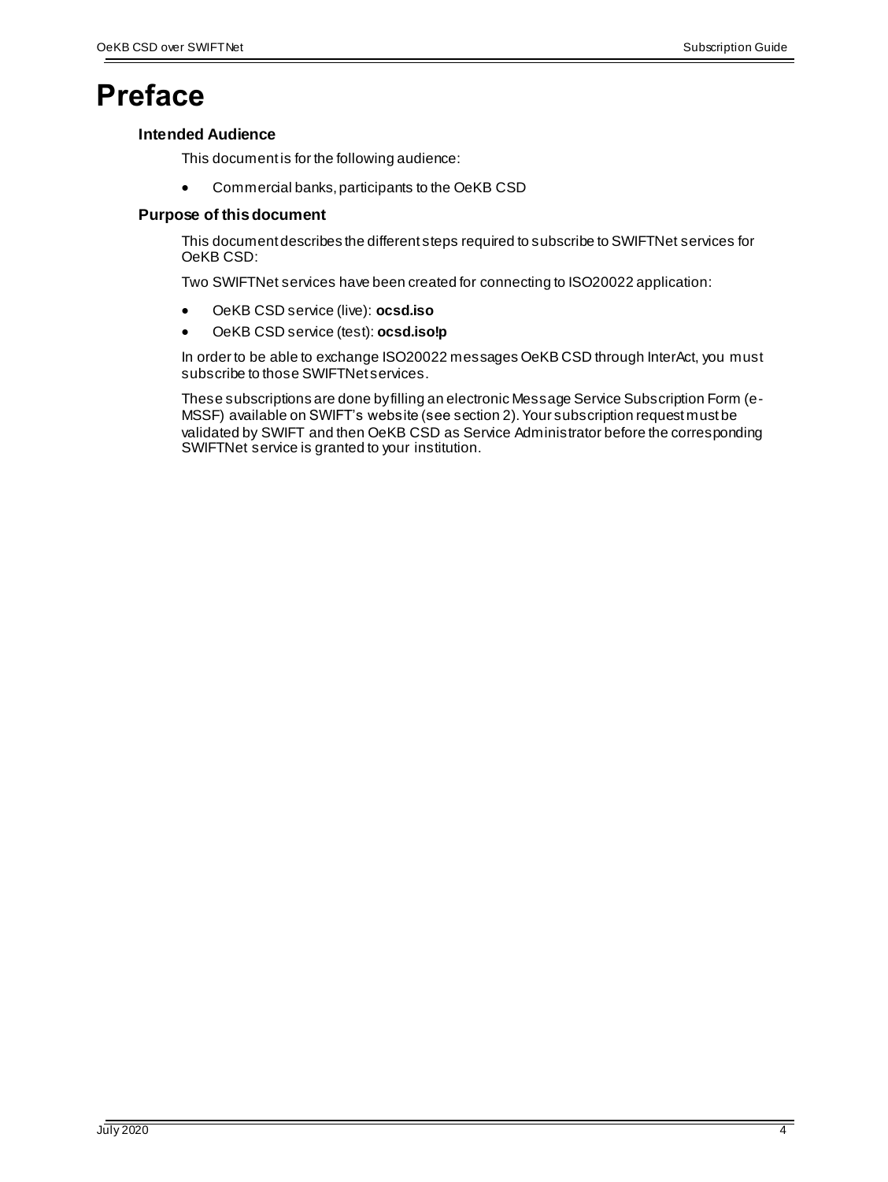# Preface

### Intended Audience

This document is for the following audience:

- Commercial banks, participants to the OeKB CSD

### Purpose of this document

This document describes the different steps required to subscribe to SWIFTNet services for OeKB CSD:

Two SWIFTNet services have been created for connecting to ISO20022 application:

- OeKB CSD service (live): **ocsd.iso**
- OeKB CSD service (test): **ocsd.iso!p**

In order to be able to exchange ISO20022 messages OeKB CSD through InterAct, you must subscribe to those SWIFTNet services.

These subscriptions are done by filling an electronic Message Service Subscription Form (e-MSSF) available on SWIFT's website (see section 2). Your subscription request must be validated by SWIFT and then OeKB CSD as Service Administrator before the corresponding SWIFTNet service is granted to your institution.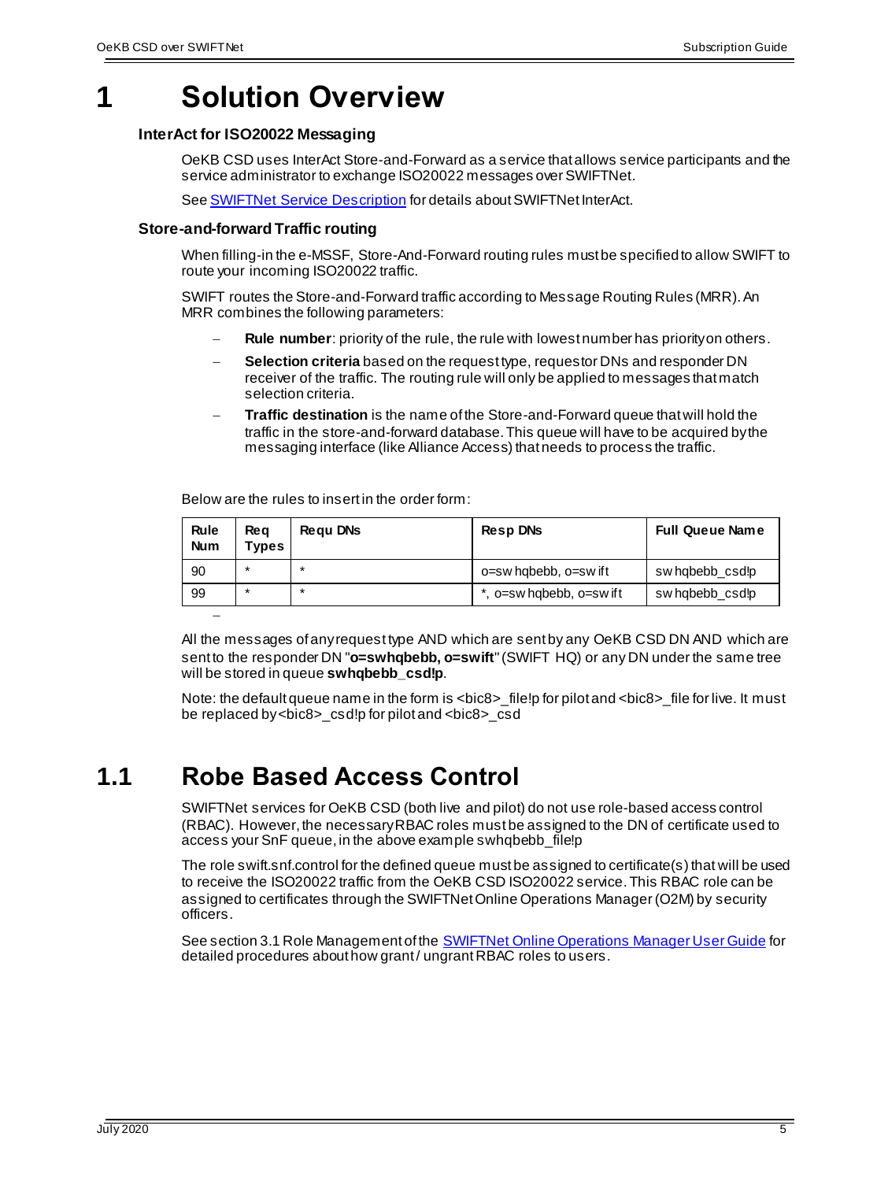# 1 Solution Overview

### InterAct for ISO20022 Messaging

OeKB CSD uses InterAct Store-and-Forward as a service that allows service participants and the service administrator to exchange ISO20022 messages over SWIFTNet.

See SWIFTNet Service Description for details about SWIFTNet InterAct.

### Store-and-forward Traffic routing

When filling-in the e-MSSF, Store-And-Forward routing rules must be specified to allow SWIFT to route your incoming ISO20022 traffic.

SWIFT routes the Store-and-Forward traffic according to Message Routing Rules (MRR). An MRR combines the following parameters:

- **Rule number**: priority of the rule, the rule with lowest number has priority on others.
- **Selection criteria** based on the request type, requestor DNs and responder DN receiver of the traffic. The routing rule will only be applied to messages that match selection criteria.
- **Traffic destination** is the name of the Store-and-Forward queue that will hold the traffic in the store-and-forward database. This queue will have to be acquired by the messaging interface (like Alliance Access) that needs to process the traffic.

Below are the rules to insert in the order form:

| Rule Num | Req Types | Requ DNs | Resp DNs | Full Queue Name |
|---|---|---|---|---|
| 90 | * | * | o=swhqbebb, o=swift | swhqbebb_csd!p |
| 99 | * | * | *, o=swhqbebb, o=swift | swhqbebb_csd!p |

All the messages of any request type AND which are sent by any OeKB CSD DN AND which are sent to the responder DN "**o=swhqbebb, o=swift**" (SWIFT HQ) or any DN under the same tree will be stored in queue **swhqbebb_csd!p**.

Note: the default queue name in the form is <bic8>_file!p for pilot and <bic8>_file for live. It must be replaced by <bic8>_csd!p for pilot and <bic8>_csd

## 1.1 Robe Based Access Control

SWIFTNet services for OeKB CSD (both live and pilot) do not use role-based access control (RBAC). However, the necessary RBAC roles must be assigned to the DN of certificate used to access your SnF queue, in the above example swhqbebb_file!p

The role swift.snf.control for the defined queue must be assigned to certificate(s) that will be used to receive the ISO20022 traffic from the OeKB CSD ISO20022 service. This RBAC role can be assigned to certificates through the SWIFTNet Online Operations Manager (O2M) by security officers.

See section 3.1 Role Management of the SWIFTNet Online Operations Manager User Guide for detailed procedures about how grant / ungrant RBAC roles to users.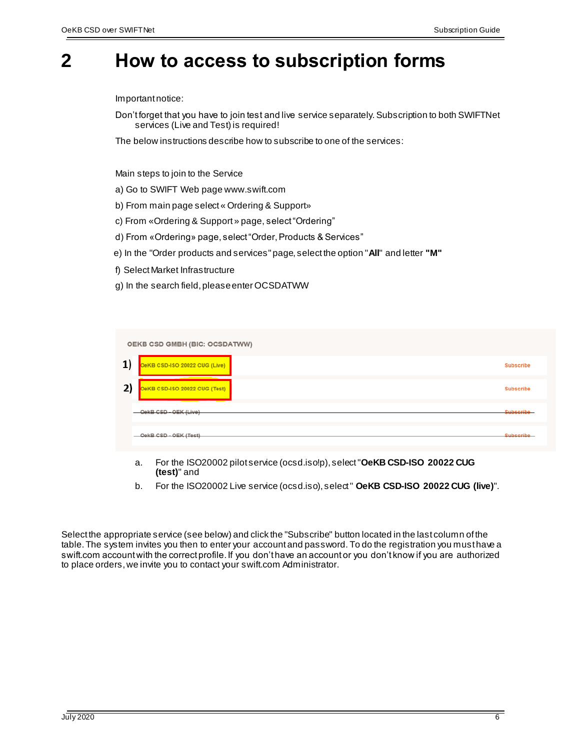# 2 How to access to subscription forms

Important notice:

Don't forget that you have to join test and live service separately. Subscription to both SWIFTNet services (Live and Test) is required!

The below instructions describe how to subscribe to one of the services:

Main steps to join to the Service

a) Go to SWIFT Web page www.swift.com

b) From main page select « Ordering & Support»

c) From «Ordering & Support » page, select "Ordering"

d) From «Ordering» page, select "Order, Products & Services"

e) In the "Order products and services" page, select the option "**All**" and letter **"M"**

f) Select Market Infrastructure

g) In the search field, please enter OCSDATWW

| OEKB CSD GMBH (BIC: OCSDATWW) | |
|---|---|
| 1) OeKB CSD-ISO 20022 CUG (Live) | Subscribe |
| 2) OeKB CSD-ISO 20022 CUG (Test) | Subscribe |
| ~~OekB CSD - OEK (Live)~~ | ~~Subscribe~~ |
| ~~OekB CSD - OEK (Test)~~ | ~~Subscribe~~ |

a. For the ISO20002 pilot service (ocsd.iso!p), select "**OeKB CSD-ISO 20022 CUG (test)**" and

b. For the ISO20002 Live service (ocsd.iso), select " **OeKB CSD-ISO 20022 CUG (live)**".

Select the appropriate service (see below) and click the "Subscribe" button located in the last column of the table. The system invites you then to enter your account and password. To do the registration you must have a swift.com account with the correct profile. If you don't have an account or you don't know if you are authorized to place orders, we invite you to contact your swift.com Administrator.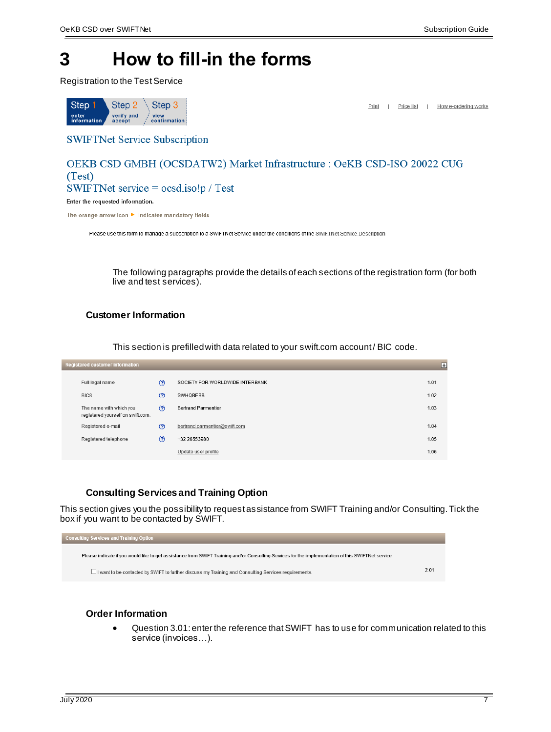# 3 How to fill-in the forms

Registration to the Test Service

Step 1 enter information | Step 2 verify and accept | Step 3 view confirmation

Print | Price list | How e-ordering works

SWIFTNet Service Subscription

OEKB CSD GMBH (OCSDATW2) Market Infrastructure : OeKB CSD-ISO 20022 CUG (Test)
SWIFTNet service = ocsd.iso!p / Test

Enter the requested information.

The orange arrow icon ▶ indicates mandatory fields

Please use this form to manage a subscription to a SWIFTNet Service under the conditions of the SWIFTNet Service Description

The following paragraphs provide the details of each sections of the registration form (for both live and test services).

### Customer Information

This section is prefilled with data related to your swift.com account / BIC code.

| Registered customer information | | | |
|---|---|---|---|
| Full legal name | (?) | SOCIETY FOR WORLDWIDE INTERBANK | 1.01 |
| BIC8 | (?) | SWHQBEBB | 1.02 |
| The name with which you registered yourself on swift.com. | (?) | Bertrand Parmentier | 1.03 |
| Registered e-mail | (?) | bertrand.parmentier@swift.com | 1.04 |
| Registered telephone | (?) | +32 26553980 | 1.05 |
| | | Update user profile | 1.06 |

### Consulting Services and Training Option

This section gives you the possibility to request assistance from SWIFT Training and/or Consulting. Tick the box if you want to be contacted by SWIFT.

| Consulting Services and Training Option | |
|---|---|
| Please indicate if you would like to get assistance from SWIFT Training and/or Consulting Services for the implementation of this SWIFTNet service. | |
| ☐ I want to be contacted by SWIFT to further discuss my Training and Consulting Services requirements. | 2.01 |

### Order Information

- Question 3.01: enter the reference that SWIFT has to use for communication related to this service (invoices…).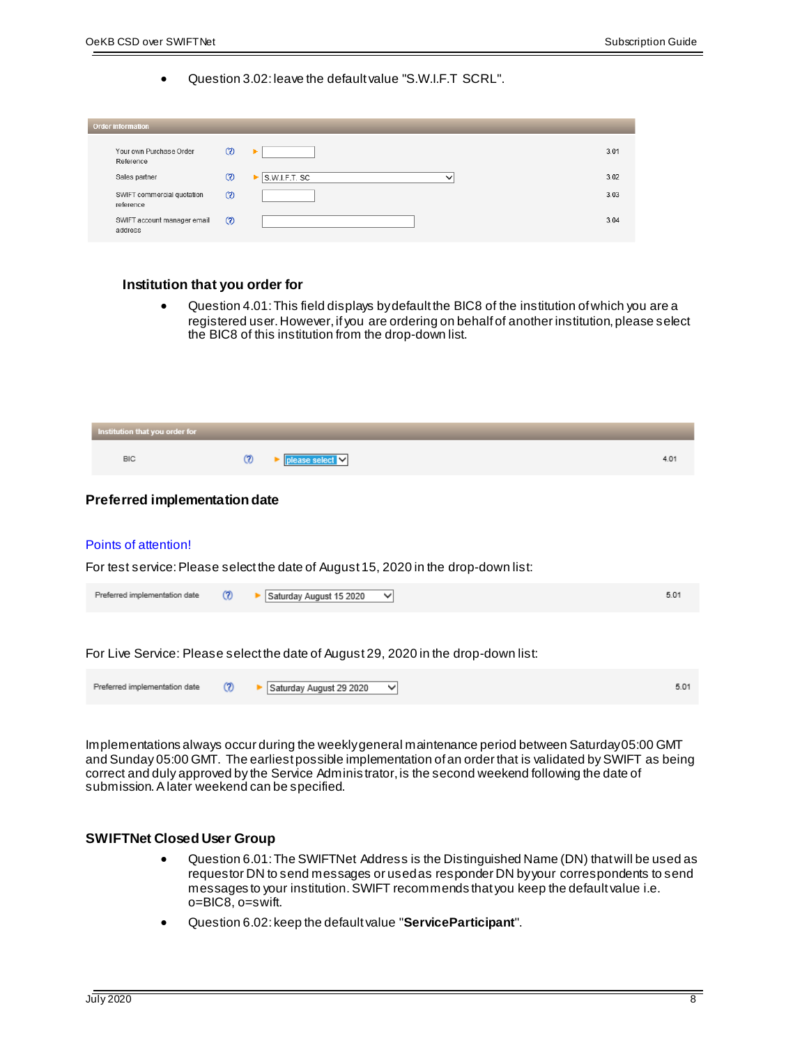- Question 3.02: leave the default value "S.W.I.F.T SCRL".

| Order information | | | | |
|---|---|---|---|---|
| Your own Purchase Order Reference | (?) | ▸ | | 3.01 |
| Sales partner | (?) | ▸ | S.W.I.F.T. SC | 3.02 |
| SWIFT commercial quotation reference | (?) | | | 3.03 |
| SWIFT account manager email address | (?) | | | 3.04 |

### Institution that you order for

- Question 4.01: This field displays by default the BIC8 of the institution of which you are a registered user. However, if you are ordering on behalf of another institution, please select the BIC8 of this institution from the drop-down list.

| Institution that you order for | | | | |
|---|---|---|---|---|
| BIC | (?) | ▸ | please select | 4.01 |

### Preferred implementation date

Points of attention!

For test service: Please select the date of August 15, 2020 in the drop-down list:

| | | | | |
|---|---|---|---|---|
| Preferred implementation date | (?) | ▸ | Saturday August 15 2020 | 5.01 |

For Live Service: Please select the date of August 29, 2020 in the drop-down list:

| | | | | |
|---|---|---|---|---|
| Preferred implementation date | (?) | ▸ | Saturday August 29 2020 | 5.01 |

Implementations always occur during the weekly general maintenance period between Saturday 05:00 GMT and Sunday 05:00 GMT. The earliest possible implementation of an order that is validated by SWIFT as being correct and duly approved by the Service Administrator, is the second weekend following the date of submission. A later weekend can be specified.

### SWIFTNet Closed User Group

- Question 6.01: The SWIFTNet Address is the Distinguished Name (DN) that will be used as requestor DN to send messages or used as responder DN by your correspondents to send messages to your institution. SWIFT recommends that you keep the default value i.e. o=BIC8, o=swift.
- Question 6.02: keep the default value "**ServiceParticipant**".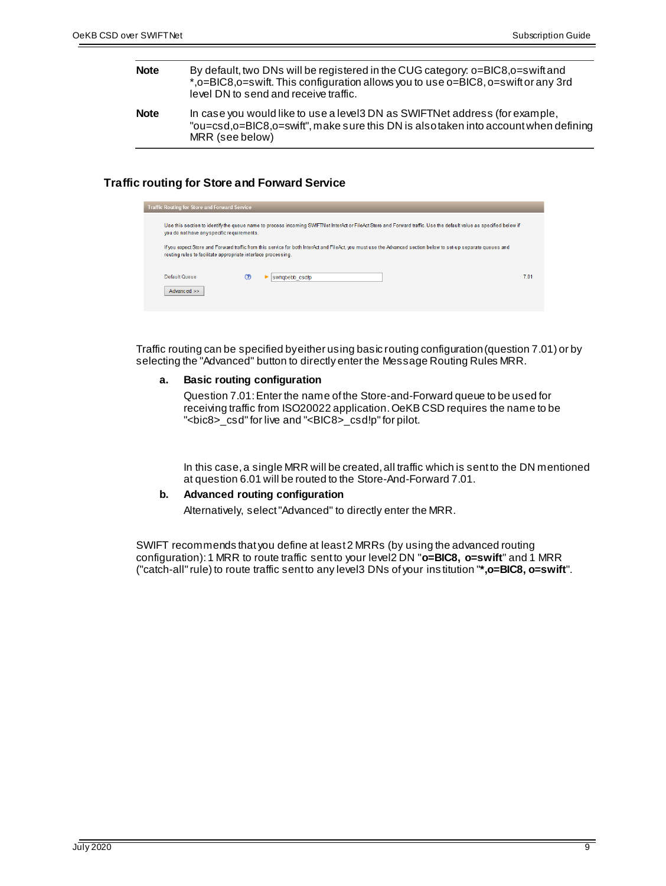| | |
|---|---|
| **Note** | By default, two DNs will be registered in the CUG category: o=BIC8,o=swift and *,o=BIC8,o=swift. This configuration allows you to use o=BIC8, o=swift or any 3rd level DN to send and receive traffic. |
| **Note** | In case you would like to use a level3 DN as SWIFTNet address (for example, "ou=csd,o=BIC8,o=swift", make sure this DN is also taken into account when defining MRR (see below) |

### Traffic routing for Store and Forward Service

**Traffic Routing for Store and Forward Service**

Use this section to identify the queue name to process incoming SWIFTNet InterAct or FileAct Store and Forward traffic. Use the default value as specified below if you do not have any specific requirements.

If you expect Store and Forward traffic from this service for both InterAct and FileAct, you must use the Advanced section below to set-up separate queues and routing rules to facilitate appropriate interface processing.

Default Queue ► swhqbebb_csdtp 7.01

Advanced >>

Traffic routing can be specified by either using basic routing configuration (question 7.01) or by selecting the "Advanced" button to directly enter the Message Routing Rules MRR.

**a. Basic routing configuration**

Question 7.01: Enter the name of the Store-and-Forward queue to be used for receiving traffic from ISO20022 application. OeKB CSD requires the name to be "<bic8>_csd" for live and "<BIC8>_csd!p" for pilot.

In this case, a single MRR will be created, all traffic which is sent to the DN mentioned at question 6.01 will be routed to the Store-And-Forward 7.01.

**b. Advanced routing configuration**

Alternatively, select "Advanced" to directly enter the MRR.

SWIFT recommends that you define at least 2 MRRs (by using the advanced routing configuration): 1 MRR to route traffic sent to your level2 DN "**o=BIC8, o=swift**" and 1 MRR ("catch-all" rule) to route traffic sent to any level3 DNs of your institution "***,o=BIC8, o=swift**".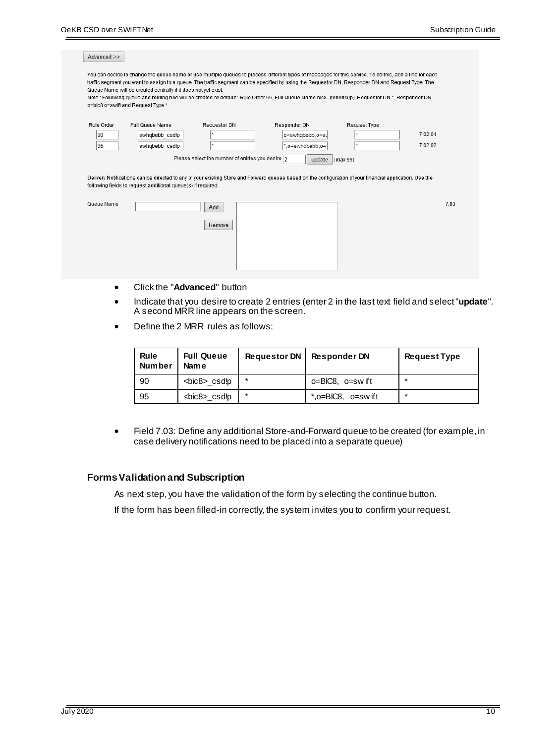Advanced >>

You can decide to change the queue name or use multiple queues to process different types of messages for this service. To do this, add a line for each traffic segment you want to assign to a queue. The traffic segment can be specified by using the Requestor DN, Responder DN and Request Type. The Queue Name will be created centrally if it does not yet exist.
Note : Following queue and routing rule will be created by default : Rule Order 99, Full Queue Name bic8_generic(!p), Requestor DN *, Responder DN o=bic8,o=swift and Request Type *

| Rule Order | Full Queue Name | Requestor DN | Responder DN | Request Type | |
|---|---|---|---|---|---|
| 90 | swhqbebb_csd!p | * | o=swhqbebb,o=sv | * | 7.02.01 |
| 95 | swhqbebb_csd!p | * | *,o=swhqbebb,o= | * | 7.02.02 |

Please select the number of entries you desire 2 update (max 99)

Delivery Notifications can be directed to any of your existing Store and Forward queues based on the configuration of your financial application. Use the following fields to request additional queue(s) if required.

Queue Name [ ] Add Remove 7.03

- Click the "**Advanced**" button
- Indicate that you desire to create 2 entries (enter 2 in the last text field and select "**update**". A second MRR line appears on the screen.
- Define the 2 MRR rules as follows:

| Rule Number | Full Queue Name | Requestor DN | Responder DN | Request Type |
|---|---|---|---|---|
| 90 | <bic8>_csd!p | * | o=BIC8, o=swift | * |
| 95 | <bic8>_csd!p | * | *,o=BIC8, o=swift | * |

- Field 7.03: Define any additional Store-and-Forward queue to be created (for example, in case delivery notifications need to be placed into a separate queue)

### Forms Validation and Subscription

As next step, you have the validation of the form by selecting the continue button.

If the form has been filled-in correctly, the system invites you to confirm your request.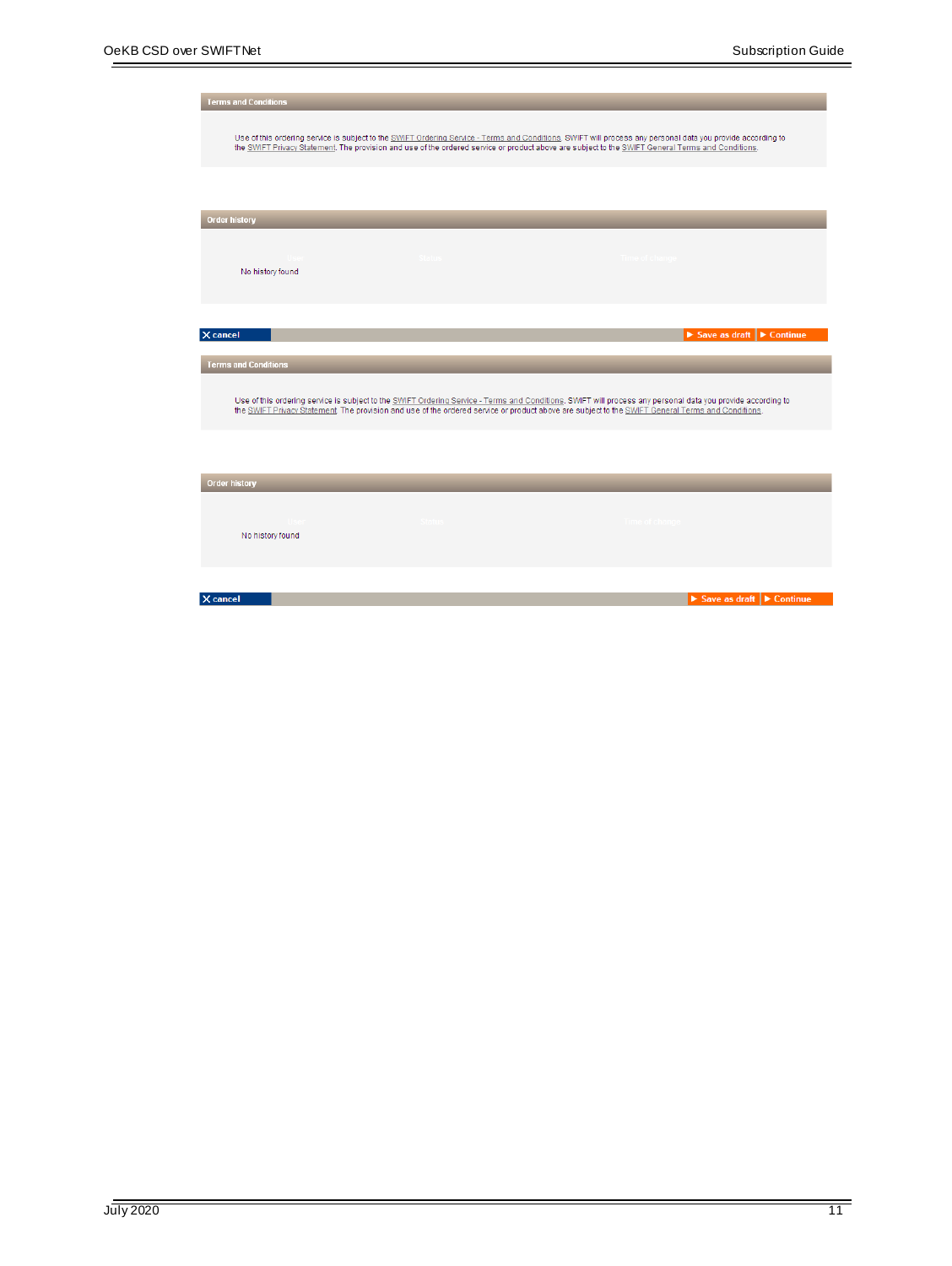**Terms and Conditions**

Use of this ordering service is subject to the SWIFT Ordering Service - Terms and Conditions. SWIFT will process any personal data you provide according to the SWIFT Privacy Statement. The provision and use of the ordered service or product above are subject to the SWIFT General Terms and Conditions.

**Order history**

| User | Status | Time of change |
| --- | --- | --- |
| No history found | | |

X cancel ▶ Save as draft ▶ Continue

**Terms and Conditions**

Use of this ordering service is subject to the SWIFT Ordering Service - Terms and Conditions. SWIFT will process any personal data you provide according to the SWIFT Privacy Statement. The provision and use of the ordered service or product above are subject to the SWIFT General Terms and Conditions.

**Order history**

| User | Status | Time of change |
| --- | --- | --- |
| No history found | | |

X cancel ▶ Save as draft ▶ Continue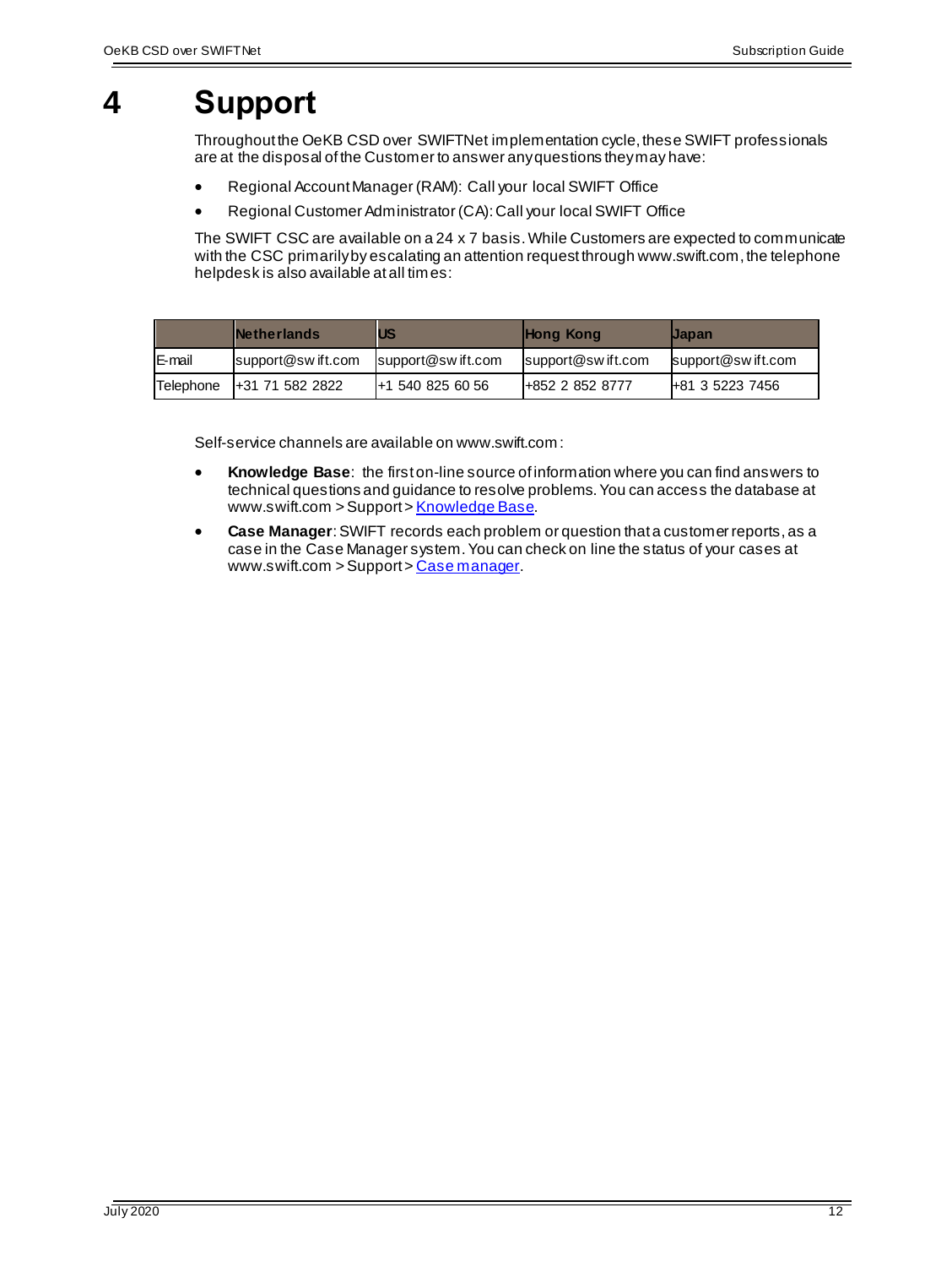# 4 Support

Throughout the OeKB CSD over SWIFTNet implementation cycle, these SWIFT professionals are at the disposal of the Customer to answer any questions they may have:

- Regional Account Manager (RAM): Call your local SWIFT Office
- Regional Customer Administrator (CA): Call your local SWIFT Office

The SWIFT CSC are available on a 24 x 7 basis. While Customers are expected to communicate with the CSC primarily by escalating an attention request through www.swift.com, the telephone helpdesk is also available at all times:

| | Netherlands | US | Hong Kong | Japan |
|---|---|---|---|---|
| E-mail | support@swift.com | support@swift.com | support@swift.com | support@swift.com |
| Telephone | +31 71 582 2822 | +1 540 825 60 56 | +852 2 852 8777 | +81 3 5223 7456 |

Self-service channels are available on www.swift.com:

- **Knowledge Base**: the first on-line source of information where you can find answers to technical questions and guidance to resolve problems. You can access the database at www.swift.com > Support > Knowledge Base.
- **Case Manager**: SWIFT records each problem or question that a customer reports, as a case in the Case Manager system. You can check on line the status of your cases at www.swift.com > Support > Case manager.